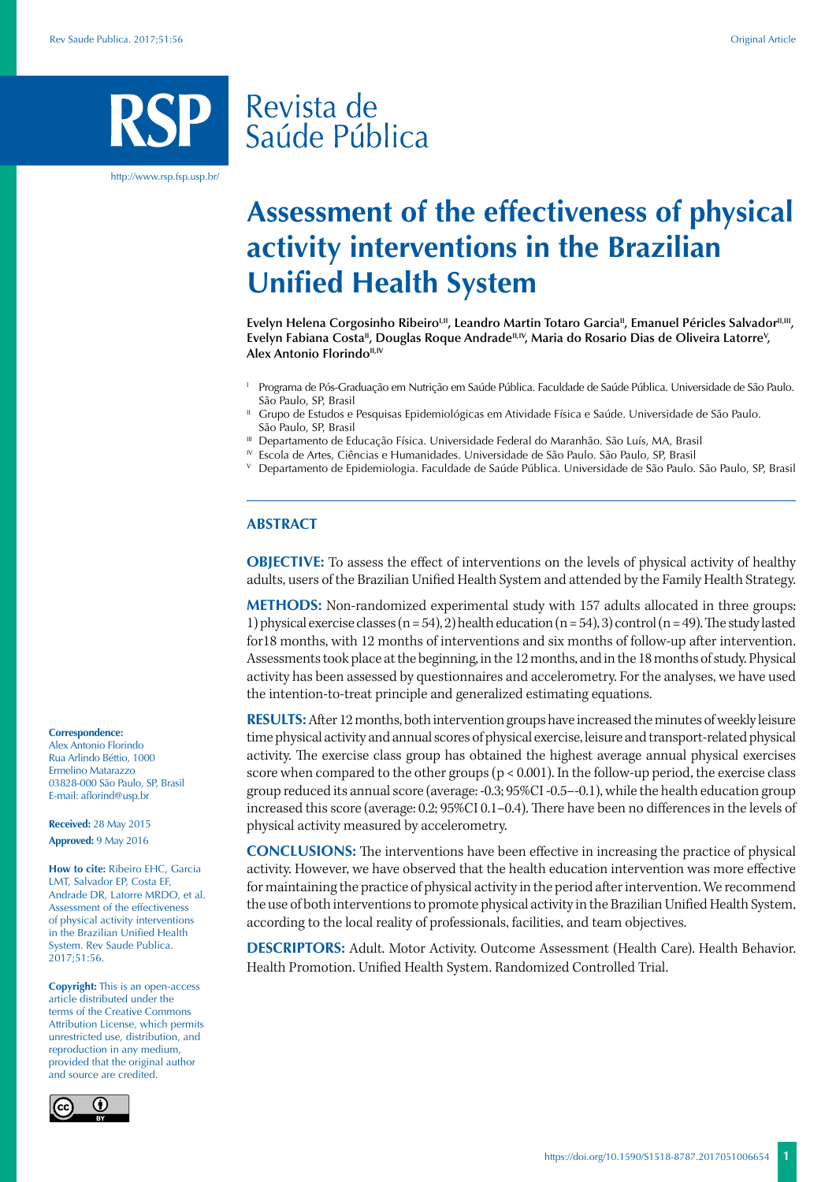# Assessment of the effectiveness of physical activity interventions in the Brazilian Unified Health System

**Evelyn Helena Corgosinho Ribeiro[I,II], Leandro Martin Totaro Garcia[II], Emanuel Péricles Salvador[II,III], Evelyn Fabiana Costa[II], Douglas Roque Andrade[II,IV], Maria do Rosario Dias de Oliveira Latorre[V], Alex Antonio Florindo[II,IV]**

[I] Programa de Pós-Graduação em Nutrição em Saúde Pública. Faculdade de Saúde Pública. Universidade de São Paulo. São Paulo, SP, Brasil

[II] Grupo de Estudos e Pesquisas Epidemiológicas em Atividade Física e Saúde. Universidade de São Paulo. São Paulo, SP, Brasil

[III] Departamento de Educação Física. Universidade Federal do Maranhão. São Luís, MA, Brasil

[IV] Escola de Artes, Ciências e Humanidades. Universidade de São Paulo. São Paulo, SP, Brasil

[V] Departamento de Epidemiologia. Faculdade de Saúde Pública. Universidade de São Paulo. São Paulo, SP, Brasil

## ABSTRACT

**OBJECTIVE:** To assess the effect of interventions on the levels of physical activity of healthy adults, users of the Brazilian Unified Health System and attended by the Family Health Strategy.

**METHODS:** Non-randomized experimental study with 157 adults allocated in three groups: 1) physical exercise classes (n = 54), 2) health education (n = 54), 3) control (n = 49). The study lasted for18 months, with 12 months of interventions and six months of follow-up after intervention. Assessments took place at the beginning, in the 12 months, and in the 18 months of study. Physical activity has been assessed by questionnaires and accelerometry. For the analyses, we have used the intention-to-treat principle and generalized estimating equations.

**RESULTS:** After 12 months, both intervention groups have increased the minutes of weekly leisure time physical activity and annual scores of physical exercise, leisure and transport-related physical activity. The exercise class group has obtained the highest average annual physical exercises score when compared to the other groups (p < 0.001). In the follow-up period, the exercise class group reduced its annual score (average: -0.3; 95%CI -0.5–-0.1), while the health education group increased this score (average: 0.2; 95%CI 0.1–0.4). There have been no differences in the levels of physical activity measured by accelerometry.

**CONCLUSIONS:** The interventions have been effective in increasing the practice of physical activity. However, we have observed that the health education intervention was more effective for maintaining the practice of physical activity in the period after intervention. We recommend the use of both interventions to promote physical activity in the Brazilian Unified Health System, according to the local reality of professionals, facilities, and team objectives.

**DESCRIPTORS:** Adult. Motor Activity. Outcome Assessment (Health Care). Health Behavior. Health Promotion. Unified Health System. Randomized Controlled Trial.

**Correspondence:**
Alex Antonio Florindo
Rua Arlindo Béttio, 1000
Ermelino Matarazzo
03828-000 São Paulo, SP, Brasil
E-mail: aflorind@usp.br

**Received:** 28 May 2015

**Approved:** 9 May 2016

**How to cite:** Ribeiro EHC, Garcia LMT, Salvador EP, Costa EF, Andrade DR, Latorre MRDO, et al. Assessment of the effectiveness of physical activity interventions in the Brazilian Unified Health System. Rev Saude Publica. 2017;51:56.

**Copyright:** This is an open-access article distributed under the terms of the Creative Commons Attribution License, which permits unrestricted use, distribution, and reproduction in any medium, provided that the original author and source are credited.

https://doi.org/10.1590/S1518-8787.2017051006654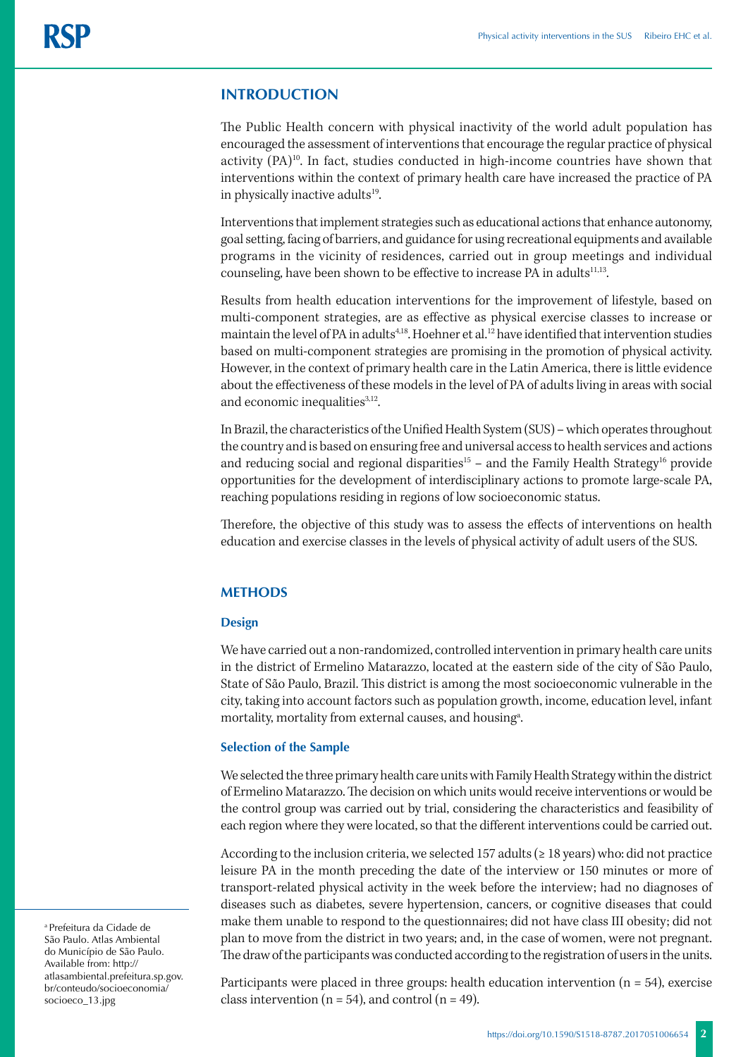## INTRODUCTION

The Public Health concern with physical inactivity of the world adult population has encouraged the assessment of interventions that encourage the regular practice of physical activity (PA)[10]. In fact, studies conducted in high-income countries have shown that interventions within the context of primary health care have increased the practice of PA in physically inactive adults[19].

Interventions that implement strategies such as educational actions that enhance autonomy, goal setting, facing of barriers, and guidance for using recreational equipments and available programs in the vicinity of residences, carried out in group meetings and individual counseling, have been shown to be effective to increase PA in adults[11,13].

Results from health education interventions for the improvement of lifestyle, based on multi-component strategies, are as effective as physical exercise classes to increase or maintain the level of PA in adults[4,18]. Hoehner et al.[12] have identified that intervention studies based on multi-component strategies are promising in the promotion of physical activity. However, in the context of primary health care in the Latin America, there is little evidence about the effectiveness of these models in the level of PA of adults living in areas with social and economic inequalities[3,12].

In Brazil, the characteristics of the Unified Health System (SUS) – which operates throughout the country and is based on ensuring free and universal access to health services and actions and reducing social and regional disparities[15] – and the Family Health Strategy[16] provide opportunities for the development of interdisciplinary actions to promote large-scale PA, reaching populations residing in regions of low socioeconomic status.

Therefore, the objective of this study was to assess the effects of interventions on health education and exercise classes in the levels of physical activity of adult users of the SUS.

## METHODS

### Design

We have carried out a non-randomized, controlled intervention in primary health care units in the district of Ermelino Matarazzo, located at the eastern side of the city of São Paulo, State of São Paulo, Brazil. This district is among the most socioeconomic vulnerable in the city, taking into account factors such as population growth, income, education level, infant mortality, mortality from external causes, and housing[a].

### Selection of the Sample

We selected the three primary health care units with Family Health Strategy within the district of Ermelino Matarazzo. The decision on which units would receive interventions or would be the control group was carried out by trial, considering the characteristics and feasibility of each region where they were located, so that the different interventions could be carried out.

According to the inclusion criteria, we selected 157 adults (≥ 18 years) who: did not practice leisure PA in the month preceding the date of the interview or 150 minutes or more of transport-related physical activity in the week before the interview; had no diagnoses of diseases such as diabetes, severe hypertension, cancers, or cognitive diseases that could make them unable to respond to the questionnaires; did not have class III obesity; did not plan to move from the district in two years; and, in the case of women, were not pregnant. The draw of the participants was conducted according to the registration of users in the units.

Participants were placed in three groups: health education intervention (n = 54), exercise class intervention (n = 54), and control (n = 49).

[a] Prefeitura da Cidade de São Paulo. Atlas Ambiental do Município de São Paulo. Available from: http://atlasambiental.prefeitura.sp.gov.br/conteudo/socioeconomia/socioeco_13.jpg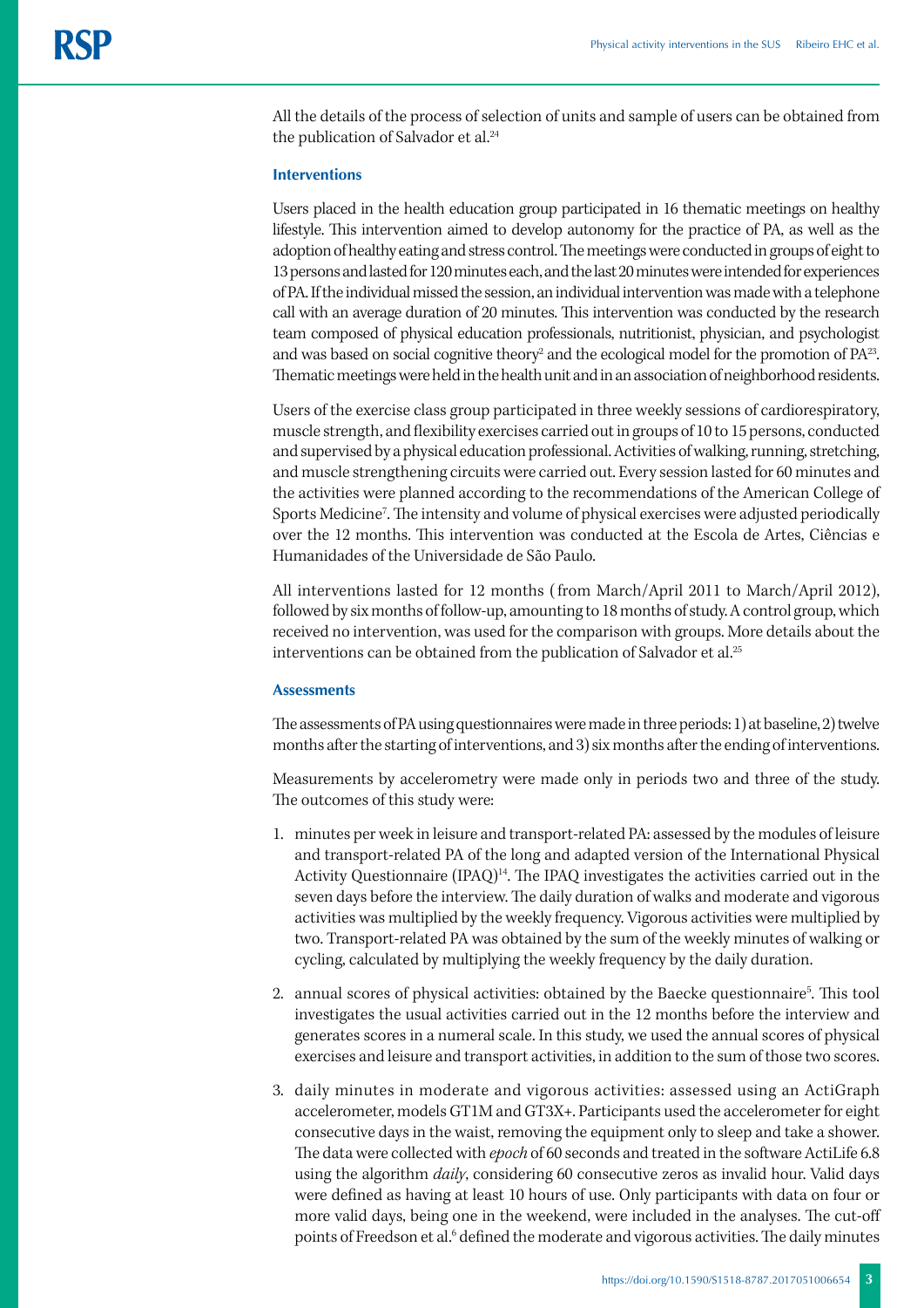All the details of the process of selection of units and sample of users can be obtained from the publication of Salvador et al.[24]

### Interventions

Users placed in the health education group participated in 16 thematic meetings on healthy lifestyle. This intervention aimed to develop autonomy for the practice of PA, as well as the adoption of healthy eating and stress control. The meetings were conducted in groups of eight to 13 persons and lasted for 120 minutes each, and the last 20 minutes were intended for experiences of PA. If the individual missed the session, an individual intervention was made with a telephone call with an average duration of 20 minutes. This intervention was conducted by the research team composed of physical education professionals, nutritionist, physician, and psychologist and was based on social cognitive theory[2] and the ecological model for the promotion of PA[23]. Thematic meetings were held in the health unit and in an association of neighborhood residents.

Users of the exercise class group participated in three weekly sessions of cardiorespiratory, muscle strength, and flexibility exercises carried out in groups of 10 to 15 persons, conducted and supervised by a physical education professional. Activities of walking, running, stretching, and muscle strengthening circuits were carried out. Every session lasted for 60 minutes and the activities were planned according to the recommendations of the American College of Sports Medicine[7]. The intensity and volume of physical exercises were adjusted periodically over the 12 months. This intervention was conducted at the Escola de Artes, Ciências e Humanidades of the Universidade de São Paulo.

All interventions lasted for 12 months (from March/April 2011 to March/April 2012), followed by six months of follow-up, amounting to 18 months of study. A control group, which received no intervention, was used for the comparison with groups. More details about the interventions can be obtained from the publication of Salvador et al.[25]

### Assessments

The assessments of PA using questionnaires were made in three periods: 1) at baseline, 2) twelve months after the starting of interventions, and 3) six months after the ending of interventions.

Measurements by accelerometry were made only in periods two and three of the study. The outcomes of this study were:

1. minutes per week in leisure and transport-related PA: assessed by the modules of leisure and transport-related PA of the long and adapted version of the International Physical Activity Questionnaire (IPAQ)[14]. The IPAQ investigates the activities carried out in the seven days before the interview. The daily duration of walks and moderate and vigorous activities was multiplied by the weekly frequency. Vigorous activities were multiplied by two. Transport-related PA was obtained by the sum of the weekly minutes of walking or cycling, calculated by multiplying the weekly frequency by the daily duration.
2. annual scores of physical activities: obtained by the Baecke questionnaire[5]. This tool investigates the usual activities carried out in the 12 months before the interview and generates scores in a numeral scale. In this study, we used the annual scores of physical exercises and leisure and transport activities, in addition to the sum of those two scores.
3. daily minutes in moderate and vigorous activities: assessed using an ActiGraph accelerometer, models GT1M and GT3X+. Participants used the accelerometer for eight consecutive days in the waist, removing the equipment only to sleep and take a shower. The data were collected with *epoch* of 60 seconds and treated in the software ActiLife 6.8 using the algorithm *daily*, considering 60 consecutive zeros as invalid hour. Valid days were defined as having at least 10 hours of use. Only participants with data on four or more valid days, being one in the weekend, were included in the analyses. The cut-off points of Freedson et al.[6] defined the moderate and vigorous activities. The daily minutes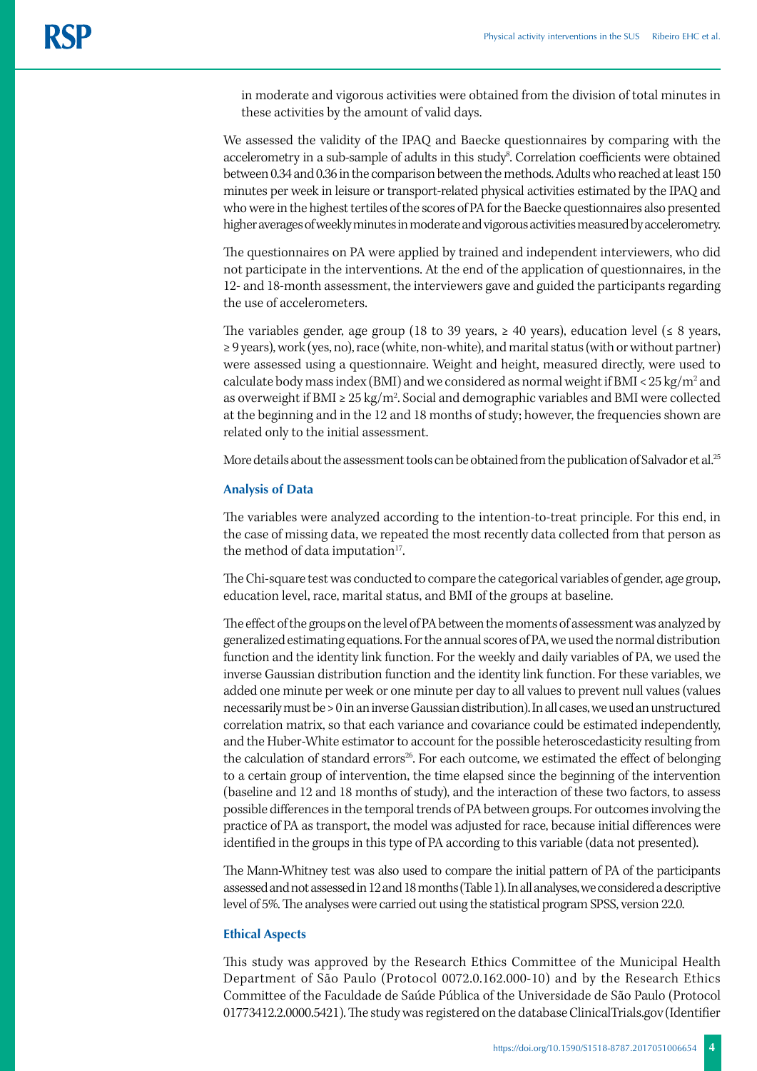in moderate and vigorous activities were obtained from the division of total minutes in these activities by the amount of valid days.

We assessed the validity of the IPAQ and Baecke questionnaires by comparing with the accelerometry in a sub-sample of adults in this study[8]. Correlation coefficients were obtained between 0.34 and 0.36 in the comparison between the methods. Adults who reached at least 150 minutes per week in leisure or transport-related physical activities estimated by the IPAQ and who were in the highest tertiles of the scores of PA for the Baecke questionnaires also presented higher averages of weekly minutes in moderate and vigorous activities measured by accelerometry.

The questionnaires on PA were applied by trained and independent interviewers, who did not participate in the interventions. At the end of the application of questionnaires, in the 12- and 18-month assessment, the interviewers gave and guided the participants regarding the use of accelerometers.

The variables gender, age group (18 to 39 years, ≥ 40 years), education level (≤ 8 years, ≥ 9 years), work (yes, no), race (white, non-white), and marital status (with or without partner) were assessed using a questionnaire. Weight and height, measured directly, were used to calculate body mass index (BMI) and we considered as normal weight if BMI < 25 kg/m$^2$ and as overweight if BMI ≥ 25 kg/m$^2$. Social and demographic variables and BMI were collected at the beginning and in the 12 and 18 months of study; however, the frequencies shown are related only to the initial assessment.

More details about the assessment tools can be obtained from the publication of Salvador et al.[25]

### Analysis of Data

The variables were analyzed according to the intention-to-treat principle. For this end, in the case of missing data, we repeated the most recently data collected from that person as the method of data imputation[17].

The Chi-square test was conducted to compare the categorical variables of gender, age group, education level, race, marital status, and BMI of the groups at baseline.

The effect of the groups on the level of PA between the moments of assessment was analyzed by generalized estimating equations. For the annual scores of PA, we used the normal distribution function and the identity link function. For the weekly and daily variables of PA, we used the inverse Gaussian distribution function and the identity link function. For these variables, we added one minute per week or one minute per day to all values to prevent null values (values necessarily must be > 0 in an inverse Gaussian distribution). In all cases, we used an unstructured correlation matrix, so that each variance and covariance could be estimated independently, and the Huber-White estimator to account for the possible heteroscedasticity resulting from the calculation of standard errors[26]. For each outcome, we estimated the effect of belonging to a certain group of intervention, the time elapsed since the beginning of the intervention (baseline and 12 and 18 months of study), and the interaction of these two factors, to assess possible differences in the temporal trends of PA between groups. For outcomes involving the practice of PA as transport, the model was adjusted for race, because initial differences were identified in the groups in this type of PA according to this variable (data not presented).

The Mann-Whitney test was also used to compare the initial pattern of PA of the participants assessed and not assessed in 12 and 18 months (Table 1). In all analyses, we considered a descriptive level of 5%. The analyses were carried out using the statistical program SPSS, version 22.0.

### Ethical Aspects

This study was approved by the Research Ethics Committee of the Municipal Health Department of São Paulo (Protocol 0072.0.162.000-10) and by the Research Ethics Committee of the Faculdade de Saúde Pública of the Universidade de São Paulo (Protocol 01773412.2.0000.5421). The study was registered on the database ClinicalTrials.gov (Identifier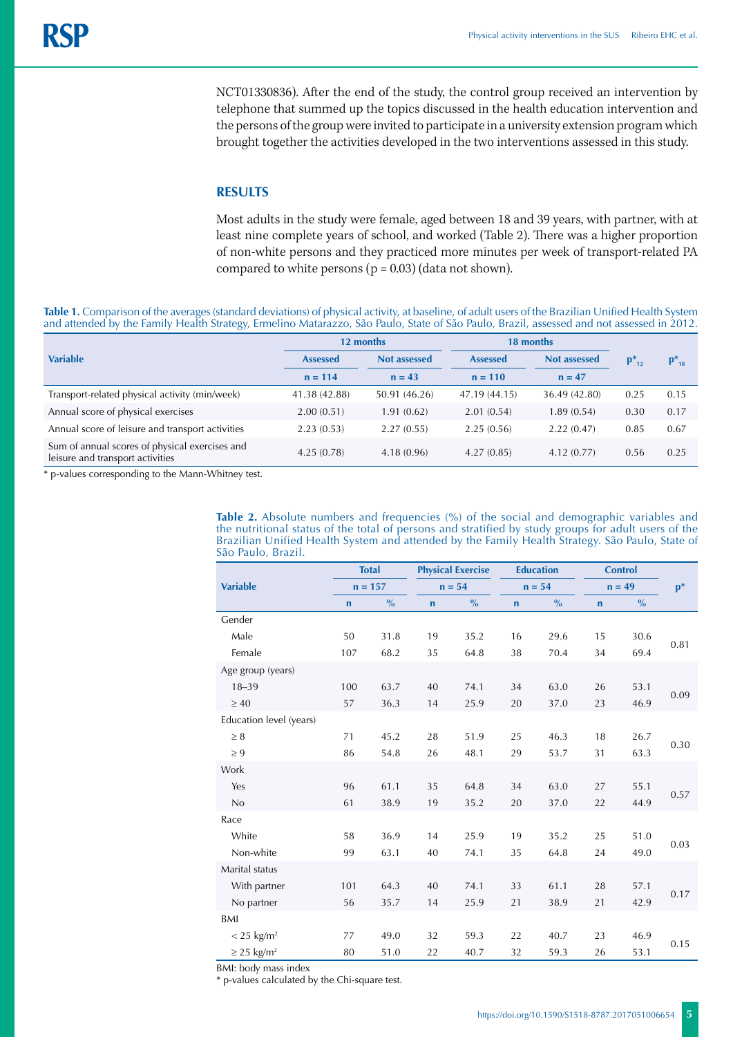NCT01330836). After the end of the study, the control group received an intervention by telephone that summed up the topics discussed in the health education intervention and the persons of the group were invited to participate in a university extension program which brought together the activities developed in the two interventions assessed in this study.

## RESULTS

Most adults in the study were female, aged between 18 and 39 years, with partner, with at least nine complete years of school, and worked (Table 2). There was a higher proportion of non-white persons and they practiced more minutes per week of transport-related PA compared to white persons (p = 0.03) (data not shown).

**Table 1.** Comparison of the averages (standard deviations) of physical activity, at baseline, of adult users of the Brazilian Unified Health System and attended by the Family Health Strategy, Ermelino Matarazzo, São Paulo, State of São Paulo, Brazil, assessed and not assessed in 2012.

| Variable | 12 months | | 18 months | | $p^*_{12}$ | $p^*_{18}$ |
|---|---|---|---|---|---|---|
| | Assessed | Not assessed | Assessed | Not assessed | | |
| | n = 114 | n = 43 | n = 110 | n = 47 | | |
| Transport-related physical activity (min/week) | 41.38 (42.88) | 50.91 (46.26) | 47.19 (44.15) | 36.49 (42.80) | 0.25 | 0.15 |
| Annual score of physical exercises | 2.00 (0.51) | 1.91 (0.62) | 2.01 (0.54) | 1.89 (0.54) | 0.30 | 0.17 |
| Annual score of leisure and transport activities | 2.23 (0.53) | 2.27 (0.55) | 2.25 (0.56) | 2.22 (0.47) | 0.85 | 0.67 |
| Sum of annual scores of physical exercises and leisure and transport activities | 4.25 (0.78) | 4.18 (0.96) | 4.27 (0.85) | 4.12 (0.77) | 0.56 | 0.25 |

\* p-values corresponding to the Mann-Whitney test.

**Table 2.** Absolute numbers and frequencies (%) of the social and demographic variables and the nutritional status of the total of persons and stratified by study groups for adult users of the Brazilian Unified Health System and attended by the Family Health Strategy. São Paulo, State of São Paulo, Brazil.

| Variable | Total | | Physical Exercise | | Education | | Control | | p* |
|---|---|---|---|---|---|---|---|---|---|
| | n = 157 | | n = 54 | | n = 54 | | n = 49 | | |
| | n | % | n | % | n | % | n | % | |
| Gender | | | | | | | | | |
| Male | 50 | 31.8 | 19 | 35.2 | 16 | 29.6 | 15 | 30.6 | 0.81 |
| Female | 107 | 68.2 | 35 | 64.8 | 38 | 70.4 | 34 | 69.4 | |
| Age group (years) | | | | | | | | | |
| 18–39 | 100 | 63.7 | 40 | 74.1 | 34 | 63.0 | 26 | 53.1 | 0.09 |
| ≥ 40 | 57 | 36.3 | 14 | 25.9 | 20 | 37.0 | 23 | 46.9 | |
| Education level (years) | | | | | | | | | |
| ≥ 8 | 71 | 45.2 | 28 | 51.9 | 25 | 46.3 | 18 | 26.7 | 0.30 |
| ≥ 9 | 86 | 54.8 | 26 | 48.1 | 29 | 53.7 | 31 | 63.3 | |
| Work | | | | | | | | | |
| Yes | 96 | 61.1 | 35 | 64.8 | 34 | 63.0 | 27 | 55.1 | 0.57 |
| No | 61 | 38.9 | 19 | 35.2 | 20 | 37.0 | 22 | 44.9 | |
| Race | | | | | | | | | |
| White | 58 | 36.9 | 14 | 25.9 | 19 | 35.2 | 25 | 51.0 | 0.03 |
| Non-white | 99 | 63.1 | 40 | 74.1 | 35 | 64.8 | 24 | 49.0 | |
| Marital status | | | | | | | | | |
| With partner | 101 | 64.3 | 40 | 74.1 | 33 | 61.1 | 28 | 57.1 | 0.17 |
| No partner | 56 | 35.7 | 14 | 25.9 | 21 | 38.9 | 21 | 42.9 | |
| BMI | | | | | | | | | |
| < 25 kg/m² | 77 | 49.0 | 32 | 59.3 | 22 | 40.7 | 23 | 46.9 | 0.15 |
| ≥ 25 kg/m² | 80 | 51.0 | 22 | 40.7 | 32 | 59.3 | 26 | 53.1 | |

BMI: body mass index

\* p-values calculated by the Chi-square test.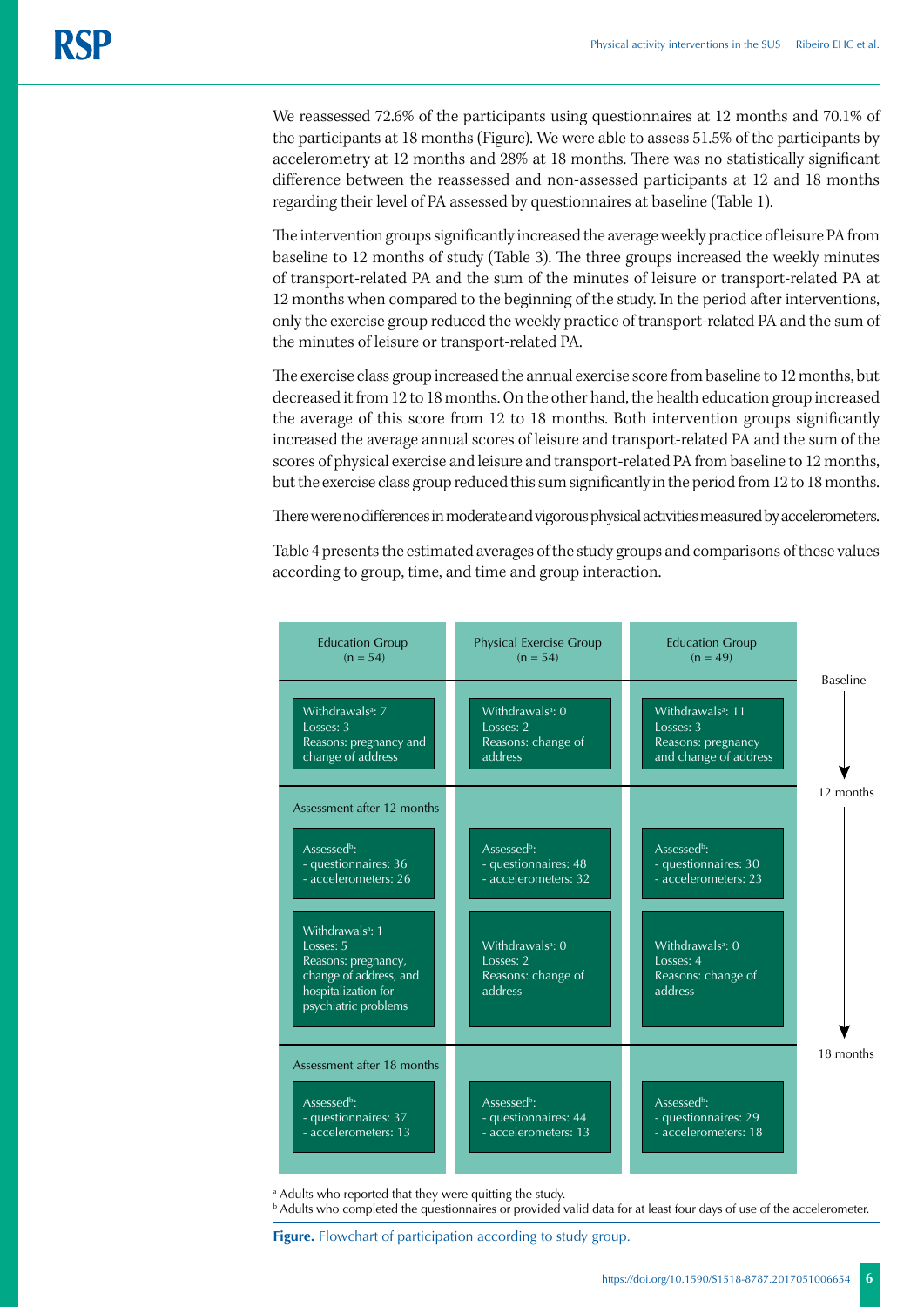We reassessed 72.6% of the participants using questionnaires at 12 months and 70.1% of the participants at 18 months (Figure). We were able to assess 51.5% of the participants by accelerometry at 12 months and 28% at 18 months. There was no statistically significant difference between the reassessed and non-assessed participants at 12 and 18 months regarding their level of PA assessed by questionnaires at baseline (Table 1).

The intervention groups significantly increased the average weekly practice of leisure PA from baseline to 12 months of study (Table 3). The three groups increased the weekly minutes of transport-related PA and the sum of the minutes of leisure or transport-related PA at 12 months when compared to the beginning of the study. In the period after interventions, only the exercise group reduced the weekly practice of transport-related PA and the sum of the minutes of leisure or transport-related PA.

The exercise class group increased the annual exercise score from baseline to 12 months, but decreased it from 12 to 18 months. On the other hand, the health education group increased the average of this score from 12 to 18 months. Both intervention groups significantly increased the average annual scores of leisure and transport-related PA and the sum of the scores of physical exercise and leisure and transport-related PA from baseline to 12 months, but the exercise class group reduced this sum significantly in the period from 12 to 18 months.

There were no differences in moderate and vigorous physical activities measured by accelerometers.

Table 4 presents the estimated averages of the study groups and comparisons of these values according to group, time, and time and group interaction.

| | Education Group (n = 54) | Physical Exercise Group (n = 54) | Education Group (n = 49) |
|---|---|---|---|
| Baseline → 12 months | Withdrawals[a]: 7<br>Losses: 3<br>Reasons: pregnancy and change of address | Withdrawals[a]: 0<br>Losses: 2<br>Reasons: change of address | Withdrawals[a]: 11<br>Losses: 3<br>Reasons: pregnancy and change of address |
| Assessment after 12 months | Assessed[b]:<br>- questionnaires: 36<br>- accelerometers: 26 | Assessed[b]:<br>- questionnaires: 48<br>- accelerometers: 32 | Assessed[b]:<br>- questionnaires: 30<br>- accelerometers: 23 |
| 12 months → 18 months | Withdrawals[a]: 1<br>Losses: 5<br>Reasons: pregnancy, change of address, and hospitalization for psychiatric problems | Withdrawals[a]: 0<br>Losses: 2<br>Reasons: change of address | Withdrawals[a]: 0<br>Losses: 4<br>Reasons: change of address |
| Assessment after 18 months | Assessed[b]:<br>- questionnaires: 37<br>- accelerometers: 13 | Assessed[b]:<br>- questionnaires: 44<br>- accelerometers: 13 | Assessed[b]:<br>- questionnaires: 29<br>- accelerometers: 18 |

[a] Adults who reported that they were quitting the study.
[b] Adults who completed the questionnaires or provided valid data for at least four days of use of the accelerometer.

**Figure.** Flowchart of participation according to study group.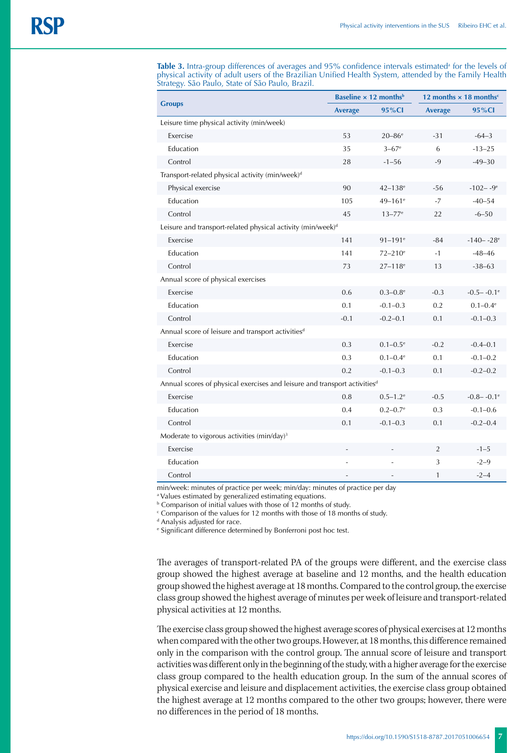**Table 3.** Intra-group differences of averages and 95% confidence intervals estimated[a] for the levels of physical activity of adult users of the Brazilian Unified Health System, attended by the Family Health Strategy. São Paulo, State of São Paulo, Brazil.

| Groups | Baseline × 12 months[b] | | 12 months × 18 months[c] | |
|---|---|---|---|---|
| | Average | 95%CI | Average | 95%CI |
| Leisure time physical activity (min/week) | | | | |
| Exercise | 53 | 20–86[e] | -31 | -64–3 |
| Education | 35 | 3–67[e] | 6 | -13–25 |
| Control | 28 | -1–56 | -9 | -49–30 |
| Transport-related physical activity (min/week)[d] | | | | |
| Physical exercise | 90 | 42–138[e] | -56 | -102– -9[e] |
| Education | 105 | 49–161[e] | -7 | -40–54 |
| Control | 45 | 13–77[e] | 22 | -6–50 |
| Leisure and transport-related physical activity (min/week)[d] | | | | |
| Exercise | 141 | 91–191[e] | -84 | -140– -28[e] |
| Education | 141 | 72–210[e] | -1 | -48–46 |
| Control | 73 | 27–118[e] | 13 | -38–63 |
| Annual score of physical exercises | | | | |
| Exercise | 0.6 | 0.3–0.8[e] | -0.3 | -0.5– -0.1[e] |
| Education | 0.1 | -0.1–0.3 | 0.2 | 0.1–0.4[e] |
| Control | -0.1 | -0.2–0.1 | 0.1 | -0.1–0.3 |
| Annual score of leisure and transport activities[d] | | | | |
| Exercise | 0.3 | 0.1–0.5[e] | -0.2 | -0.4–0.1 |
| Education | 0.3 | 0.1–0.4[e] | 0.1 | -0.1–0.2 |
| Control | 0.2 | -0.1–0.3 | 0.1 | -0.2–0.2 |
| Annual scores of physical exercises and leisure and transport activities[d] | | | | |
| Exercise | 0.8 | 0.5–1.2[e] | -0.5 | -0.8– -0.1[e] |
| Education | 0.4 | 0.2–0.7[e] | 0.3 | -0.1–0.6 |
| Control | 0.1 | -0.1–0.3 | 0.1 | -0.2–0.4 |
| Moderate to vigorous activities (min/day)[3] | | | | |
| Exercise | - | - | 2 | -1–5 |
| Education | - | - | 3 | -2–9 |
| Control | - | - | 1 | -2–4 |

min/week: minutes of practice per week; min/day: minutes of practice per day
[a] Values estimated by generalized estimating equations.
[b] Comparison of initial values with those of 12 months of study.
[c] Comparison of the values for 12 months with those of 18 months of study.
[d] Analysis adjusted for race.
[e] Significant difference determined by Bonferroni post hoc test.

The averages of transport-related PA of the groups were different, and the exercise class group showed the highest average at baseline and 12 months, and the health education group showed the highest average at 18 months. Compared to the control group, the exercise class group showed the highest average of minutes per week of leisure and transport-related physical activities at 12 months.

The exercise class group showed the highest average scores of physical exercises at 12 months when compared with the other two groups. However, at 18 months, this difference remained only in the comparison with the control group. The annual score of leisure and transport activities was different only in the beginning of the study, with a higher average for the exercise class group compared to the health education group. In the sum of the annual scores of physical exercise and leisure and displacement activities, the exercise class group obtained the highest average at 12 months compared to the other two groups; however, there were no differences in the period of 18 months.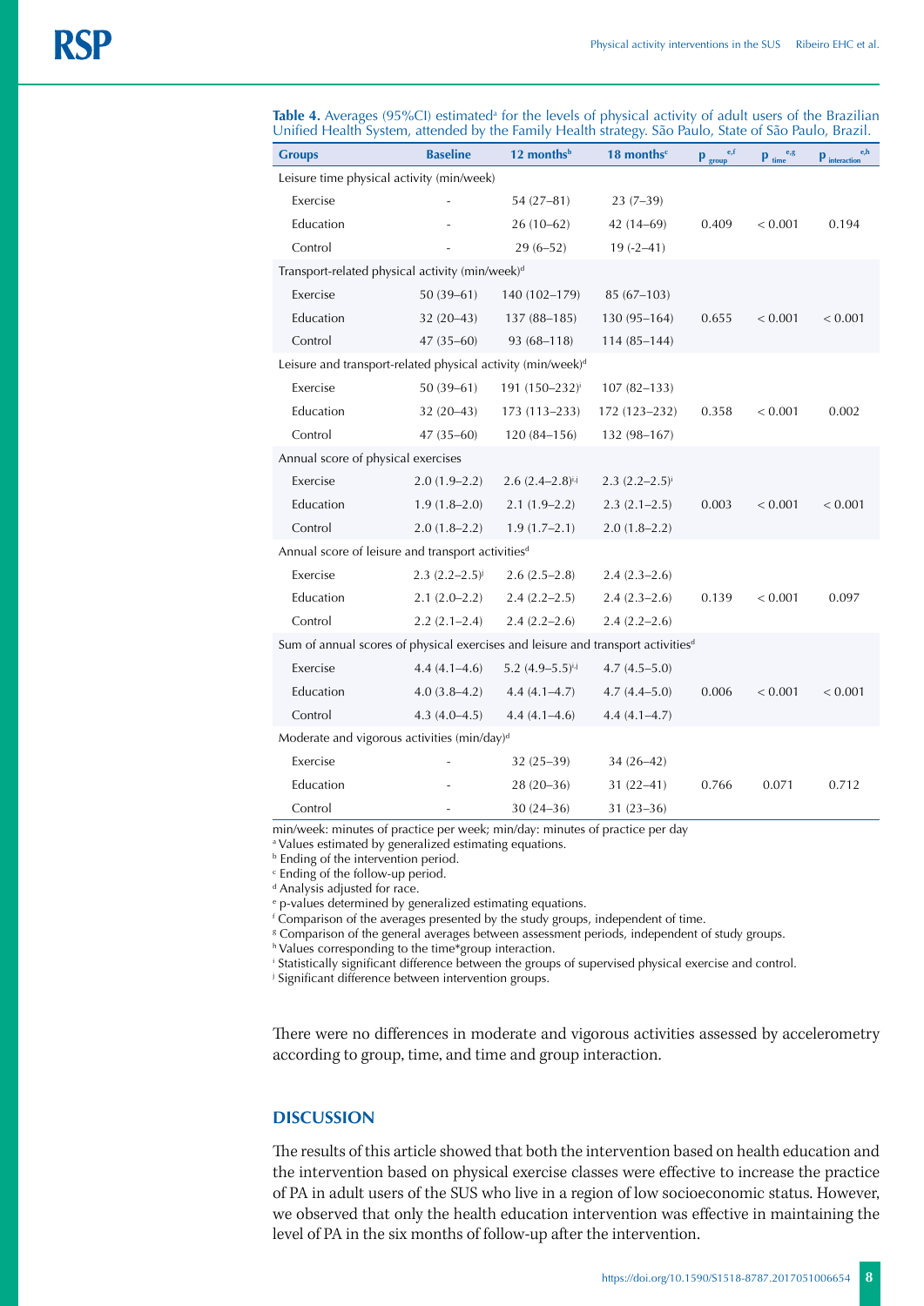**Table 4.** Averages (95%CI) estimated[a] for the levels of physical activity of adult users of the Brazilian Unified Health System, attended by the Family Health strategy. São Paulo, State of São Paulo, Brazil.

| Groups | Baseline | 12 months[b] | 18 months[c] | $p_{group}$[e,f] | $p_{time}$[e,g] | $p_{interaction}$[e,h] |
|---|---|---|---|---|---|---|
| Leisure time physical activity (min/week) | | | | | | |
| Exercise | - | 54 (27–81) | 23 (7–39) | | | |
| Education | - | 26 (10–62) | 42 (14–69) | 0.409 | < 0.001 | 0.194 |
| Control | - | 29 (6–52) | 19 (-2–41) | | | |
| Transport-related physical activity (min/week)[d] | | | | | | |
| Exercise | 50 (39–61) | 140 (102–179) | 85 (67–103) | | | |
| Education | 32 (20–43) | 137 (88–185) | 130 (95–164) | 0.655 | < 0.001 | < 0.001 |
| Control | 47 (35–60) | 93 (68–118) | 114 (85–144) | | | |
| Leisure and transport-related physical activity (min/week)[d] | | | | | | |
| Exercise | 50 (39–61) | 191 (150–232)[i] | 107 (82–133) | | | |
| Education | 32 (20–43) | 173 (113–233) | 172 (123–232) | 0.358 | < 0.001 | 0.002 |
| Control | 47 (35–60) | 120 (84–156) | 132 (98–167) | | | |
| Annual score of physical exercises | | | | | | |
| Exercise | 2.0 (1.9–2.2) | 2.6 (2.4–2.8)[i,j] | 2.3 (2.2–2.5)[i] | | | |
| Education | 1.9 (1.8–2.0) | 2.1 (1.9–2.2) | 2.3 (2.1–2.5) | 0.003 | < 0.001 | < 0.001 |
| Control | 2.0 (1.8–2.2) | 1.9 (1.7–2.1) | 2.0 (1.8–2.2) | | | |
| Annual score of leisure and transport activities[d] | | | | | | |
| Exercise | 2.3 (2.2–2.5)[j] | 2.6 (2.5–2.8) | 2.4 (2.3–2.6) | | | |
| Education | 2.1 (2.0–2.2) | 2.4 (2.2–2.5) | 2.4 (2.3–2.6) | 0.139 | < 0.001 | 0.097 |
| Control | 2.2 (2.1–2.4) | 2.4 (2.2–2.6) | 2.4 (2.2–2.6) | | | |
| Sum of annual scores of physical exercises and leisure and transport activities[d] | | | | | | |
| Exercise | 4.4 (4.1–4.6) | 5.2 (4.9–5.5)[i,j] | 4.7 (4.5–5.0) | | | |
| Education | 4.0 (3.8–4.2) | 4.4 (4.1–4.7) | 4.7 (4.4–5.0) | 0.006 | < 0.001 | < 0.001 |
| Control | 4.3 (4.0–4.5) | 4.4 (4.1–4.6) | 4.4 (4.1–4.7) | | | |
| Moderate and vigorous activities (min/day)[d] | | | | | | |
| Exercise | - | 32 (25–39) | 34 (26–42) | | | |
| Education | - | 28 (20–36) | 31 (22–41) | 0.766 | 0.071 | 0.712 |
| Control | - | 30 (24–36) | 31 (23–36) | | | |

min/week: minutes of practice per week; min/day: minutes of practice per day

[a] Values estimated by generalized estimating equations.
[b] Ending of the intervention period.
[c] Ending of the follow-up period.
[d] Analysis adjusted for race.
[e] p-values determined by generalized estimating equations.
[f] Comparison of the averages presented by the study groups, independent of time.
[g] Comparison of the general averages between assessment periods, independent of study groups.
[h] Values corresponding to the time*group interaction.
[i] Statistically significant difference between the groups of supervised physical exercise and control.
[j] Significant difference between intervention groups.

There were no differences in moderate and vigorous activities assessed by accelerometry according to group, time, and time and group interaction.

## DISCUSSION

The results of this article showed that both the intervention based on health education and the intervention based on physical exercise classes were effective to increase the practice of PA in adult users of the SUS who live in a region of low socioeconomic status. However, we observed that only the health education intervention was effective in maintaining the level of PA in the six months of follow-up after the intervention.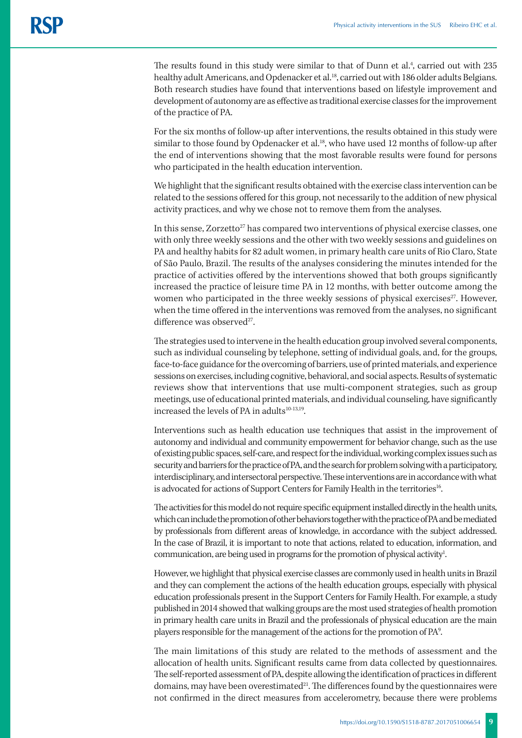The results found in this study were similar to that of Dunn et al.[4], carried out with 235 healthy adult Americans, and Opdenacker et al.[18], carried out with 186 older adults Belgians. Both research studies have found that interventions based on lifestyle improvement and development of autonomy are as effective as traditional exercise classes for the improvement of the practice of PA.

For the six months of follow-up after interventions, the results obtained in this study were similar to those found by Opdenacker et al.[18], who have used 12 months of follow-up after the end of interventions showing that the most favorable results were found for persons who participated in the health education intervention.

We highlight that the significant results obtained with the exercise class intervention can be related to the sessions offered for this group, not necessarily to the addition of new physical activity practices, and why we chose not to remove them from the analyses.

In this sense, Zorzetto[27] has compared two interventions of physical exercise classes, one with only three weekly sessions and the other with two weekly sessions and guidelines on PA and healthy habits for 82 adult women, in primary health care units of Rio Claro, State of São Paulo, Brazil. The results of the analyses considering the minutes intended for the practice of activities offered by the interventions showed that both groups significantly increased the practice of leisure time PA in 12 months, with better outcome among the women who participated in the three weekly sessions of physical exercises[27]. However, when the time offered in the interventions was removed from the analyses, no significant difference was observed[27].

The strategies used to intervene in the health education group involved several components, such as individual counseling by telephone, setting of individual goals, and, for the groups, face-to-face guidance for the overcoming of barriers, use of printed materials, and experience sessions on exercises, including cognitive, behavioral, and social aspects. Results of systematic reviews show that interventions that use multi-component strategies, such as group meetings, use of educational printed materials, and individual counseling, have significantly increased the levels of PA in adults[10-13,19].

Interventions such as health education use techniques that assist in the improvement of autonomy and individual and community empowerment for behavior change, such as the use of existing public spaces, self-care, and respect for the individual, working complex issues such as security and barriers for the practice of PA, and the search for problem solving with a participatory, interdisciplinary, and intersectoral perspective. These interventions are in accordance with what is advocated for actions of Support Centers for Family Health in the territories[16].

The activities for this model do not require specific equipment installed directly in the health units, which can include the promotion of other behaviors together with the practice of PA and be mediated by professionals from different areas of knowledge, in accordance with the subject addressed. In the case of Brazil, it is important to note that actions, related to education, information, and communication, are being used in programs for the promotion of physical activity[1].

However, we highlight that physical exercise classes are commonly used in health units in Brazil and they can complement the actions of the health education groups, especially with physical education professionals present in the Support Centers for Family Health. For example, a study published in 2014 showed that walking groups are the most used strategies of health promotion in primary health care units in Brazil and the professionals of physical education are the main players responsible for the management of the actions for the promotion of PA[9].

The main limitations of this study are related to the methods of assessment and the allocation of health units. Significant results came from data collected by questionnaires. The self-reported assessment of PA, despite allowing the identification of practices in different domains, may have been overestimated[21]. The differences found by the questionnaires were not confirmed in the direct measures from accelerometry, because there were problems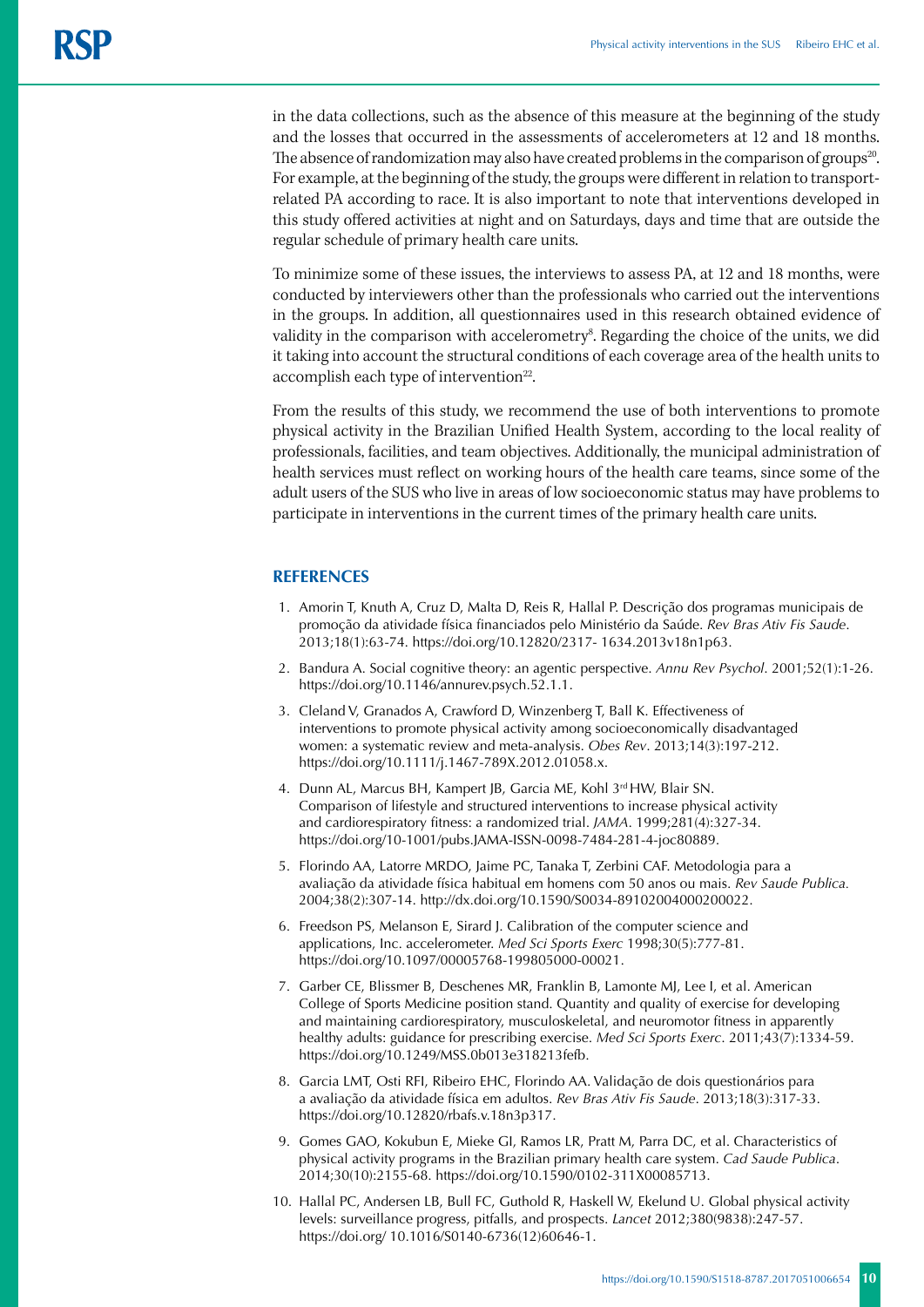in the data collections, such as the absence of this measure at the beginning of the study and the losses that occurred in the assessments of accelerometers at 12 and 18 months. The absence of randomization may also have created problems in the comparison of groups[20]. For example, at the beginning of the study, the groups were different in relation to transport-related PA according to race. It is also important to note that interventions developed in this study offered activities at night and on Saturdays, days and time that are outside the regular schedule of primary health care units.

To minimize some of these issues, the interviews to assess PA, at 12 and 18 months, were conducted by interviewers other than the professionals who carried out the interventions in the groups. In addition, all questionnaires used in this research obtained evidence of validity in the comparison with accelerometry[8]. Regarding the choice of the units, we did it taking into account the structural conditions of each coverage area of the health units to accomplish each type of intervention[22].

From the results of this study, we recommend the use of both interventions to promote physical activity in the Brazilian Unified Health System, according to the local reality of professionals, facilities, and team objectives. Additionally, the municipal administration of health services must reflect on working hours of the health care teams, since some of the adult users of the SUS who live in areas of low socioeconomic status may have problems to participate in interventions in the current times of the primary health care units.

## REFERENCES

1. Amorin T, Knuth A, Cruz D, Malta D, Reis R, Hallal P. Descrição dos programas municipais de promoção da atividade física financiados pelo Ministério da Saúde. *Rev Bras Ativ Fis Saude*. 2013;18(1):63-74. https://doi.org/10.12820/2317- 1634.2013v18n1p63.
2. Bandura A. Social cognitive theory: an agentic perspective. *Annu Rev Psychol*. 2001;52(1):1-26. https://doi.org/10.1146/annurev.psych.52.1.1.
3. Cleland V, Granados A, Crawford D, Winzenberg T, Ball K. Effectiveness of interventions to promote physical activity among socioeconomically disadvantaged women: a systematic review and meta-analysis. *Obes Rev*. 2013;14(3):197-212. https://doi.org/10.1111/j.1467-789X.2012.01058.x.
4. Dunn AL, Marcus BH, Kampert JB, Garcia ME, Kohl 3rd HW, Blair SN. Comparison of lifestyle and structured interventions to increase physical activity and cardiorespiratory fitness: a randomized trial. *JAMA*. 1999;281(4):327-34. https://doi.org/10-1001/pubs.JAMA-ISSN-0098-7484-281-4-joc80889.
5. Florindo AA, Latorre MRDO, Jaime PC, Tanaka T, Zerbini CAF. Metodologia para a avaliação da atividade física habitual em homens com 50 anos ou mais. *Rev Saude Publica.* 2004;38(2):307-14. http://dx.doi.org/10.1590/S0034-89102004000200022.
6. Freedson PS, Melanson E, Sirard J. Calibration of the computer science and applications, Inc. accelerometer. *Med Sci Sports Exerc* 1998;30(5):777-81. https://doi.org/10.1097/00005768-199805000-00021.
7. Garber CE, Blissmer B, Deschenes MR, Franklin B, Lamonte MJ, Lee I, et al. American College of Sports Medicine position stand. Quantity and quality of exercise for developing and maintaining cardiorespiratory, musculoskeletal, and neuromotor fitness in apparently healthy adults: guidance for prescribing exercise. *Med Sci Sports Exerc*. 2011;43(7):1334-59. https://doi.org/10.1249/MSS.0b013e318213fefb.
8. Garcia LMT, Osti RFI, Ribeiro EHC, Florindo AA. Validação de dois questionários para a avaliação da atividade física em adultos. *Rev Bras Ativ Fis Saude*. 2013;18(3):317-33. https://doi.org/10.12820/rbafs.v.18n3p317.
9. Gomes GAO, Kokubun E, Mieke GI, Ramos LR, Pratt M, Parra DC, et al. Characteristics of physical activity programs in the Brazilian primary health care system. *Cad Saude Publica*. 2014;30(10):2155-68. https://doi.org/10.1590/0102-311X00085713.
10. Hallal PC, Andersen LB, Bull FC, Guthold R, Haskell W, Ekelund U. Global physical activity levels: surveillance progress, pitfalls, and prospects. *Lancet* 2012;380(9838):247-57. https://doi.org/ 10.1016/S0140-6736(12)60646-1.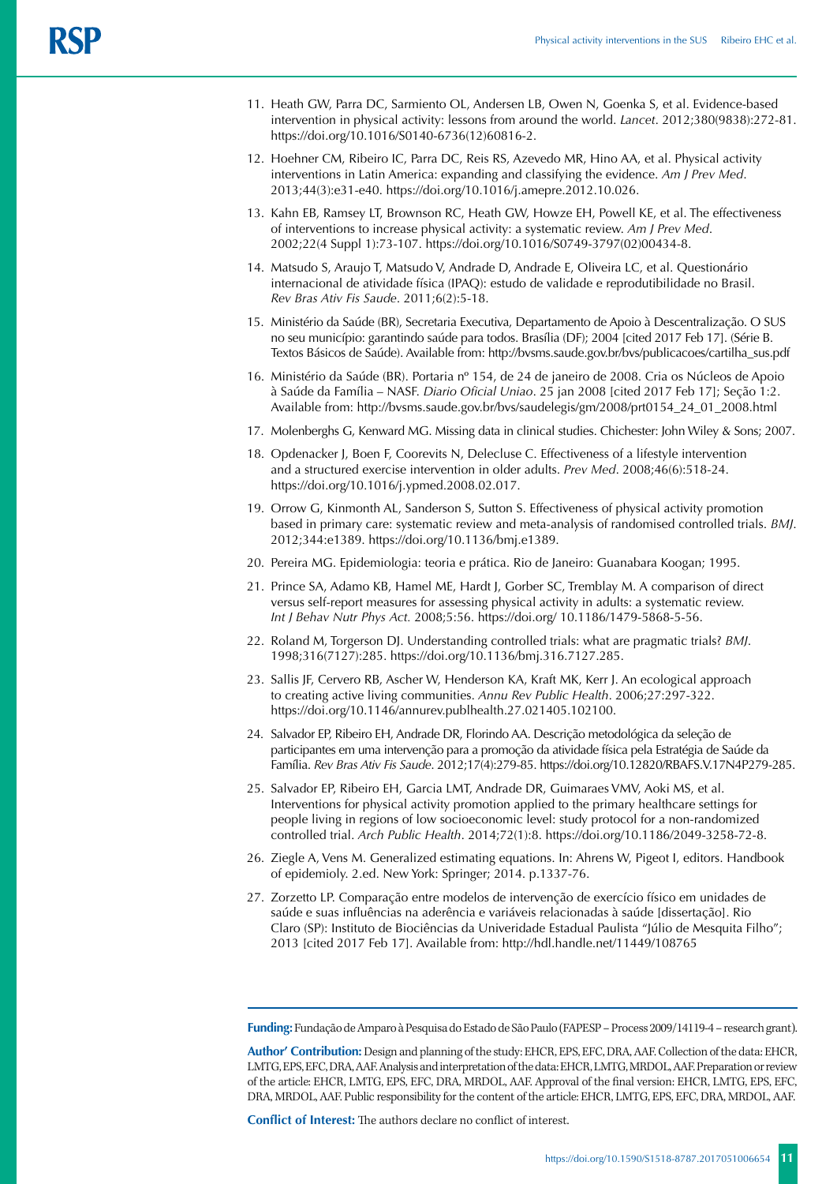11. Heath GW, Parra DC, Sarmiento OL, Andersen LB, Owen N, Goenka S, et al. Evidence-based intervention in physical activity: lessons from around the world. *Lancet*. 2012;380(9838):272-81. https://doi.org/10.1016/S0140-6736(12)60816-2.

12. Hoehner CM, Ribeiro IC, Parra DC, Reis RS, Azevedo MR, Hino AA, et al. Physical activity interventions in Latin America: expanding and classifying the evidence. *Am J Prev Med*. 2013;44(3):e31-e40. https://doi.org/10.1016/j.amepre.2012.10.026.

13. Kahn EB, Ramsey LT, Brownson RC, Heath GW, Howze EH, Powell KE, et al. The effectiveness of interventions to increase physical activity: a systematic review. *Am J Prev Med*. 2002;22(4 Suppl 1):73-107. https://doi.org/10.1016/S0749-3797(02)00434-8.

14. Matsudo S, Araujo T, Matsudo V, Andrade D, Andrade E, Oliveira LC, et al. Questionário internacional de atividade física (IPAQ): estudo de validade e reprodutibilidade no Brasil. *Rev Bras Ativ Fis Saude*. 2011;6(2):5-18.

15. Ministério da Saúde (BR), Secretaria Executiva, Departamento de Apoio à Descentralização. O SUS no seu município: garantindo saúde para todos. Brasília (DF); 2004 [cited 2017 Feb 17]. (Série B. Textos Básicos de Saúde). Available from: http://bvsms.saude.gov.br/bvs/publicacoes/cartilha_sus.pdf

16. Ministério da Saúde (BR). Portaria nº 154, de 24 de janeiro de 2008. Cria os Núcleos de Apoio à Saúde da Família – NASF. *Diario Oficial Uniao*. 25 jan 2008 [cited 2017 Feb 17]; Seção 1:2. Available from: http://bvsms.saude.gov.br/bvs/saudelegis/gm/2008/prt0154_24_01_2008.html

17. Molenberghs G, Kenward MG. Missing data in clinical studies. Chichester: John Wiley & Sons; 2007.

18. Opdenacker J, Boen F, Coorevits N, Delecluse C. Effectiveness of a lifestyle intervention and a structured exercise intervention in older adults. *Prev Med*. 2008;46(6):518-24. https://doi.org/10.1016/j.ypmed.2008.02.017.

19. Orrow G, Kinmonth AL, Sanderson S, Sutton S. Effectiveness of physical activity promotion based in primary care: systematic review and meta-analysis of randomised controlled trials. *BMJ*. 2012;344:e1389. https://doi.org/10.1136/bmj.e1389.

20. Pereira MG. Epidemiologia: teoria e prática. Rio de Janeiro: Guanabara Koogan; 1995.

21. Prince SA, Adamo KB, Hamel ME, Hardt J, Gorber SC, Tremblay M. A comparison of direct versus self-report measures for assessing physical activity in adults: a systematic review. *Int J Behav Nutr Phys Act.* 2008;5:56. https://doi.org/ 10.1186/1479-5868-5-56.

22. Roland M, Torgerson DJ. Understanding controlled trials: what are pragmatic trials? *BMJ*. 1998;316(7127):285. https://doi.org/10.1136/bmj.316.7127.285.

23. Sallis JF, Cervero RB, Ascher W, Henderson KA, Kraft MK, Kerr J. An ecological approach to creating active living communities. *Annu Rev Public Health*. 2006;27:297-322. https://doi.org/10.1146/annurev.publhealth.27.021405.102100.

24. Salvador EP, Ribeiro EH, Andrade DR, Florindo AA. Descrição metodológica da seleção de participantes em uma intervenção para a promoção da atividade física pela Estratégia de Saúde da Família. *Rev Bras Ativ Fis Saude*. 2012;17(4):279-85. https://doi.org/10.12820/RBAFS.V.17N4P279-285.

25. Salvador EP, Ribeiro EH, Garcia LMT, Andrade DR, Guimaraes VMV, Aoki MS, et al. Interventions for physical activity promotion applied to the primary healthcare settings for people living in regions of low socioeconomic level: study protocol for a non-randomized controlled trial. *Arch Public Health*. 2014;72(1):8. https://doi.org/10.1186/2049-3258-72-8.

26. Ziegle A, Vens M. Generalized estimating equations. In: Ahrens W, Pigeot I, editors. Handbook of epidemioly. 2.ed. New York: Springer; 2014. p.1337-76.

27. Zorzetto LP. Comparação entre modelos de intervenção de exercício físico em unidades de saúde e suas influências na aderência e variáveis relacionadas à saúde [dissertação]. Rio Claro (SP): Instituto de Biociências da Univeridade Estadual Paulista "Júlio de Mesquita Filho"; 2013 [cited 2017 Feb 17]. Available from: http://hdl.handle.net/11449/108765

**Funding:** Fundação de Amparo à Pesquisa do Estado de São Paulo (FAPESP – Process 2009/14119-4 – research grant).

**Author' Contribution:** Design and planning of the study: EHCR, EPS, EFC, DRA, AAF. Collection of the data: EHCR, LMTG, EPS, EFC, DRA, AAF. Analysis and interpretation of the data: EHCR, LMTG, MRDOL, AAF. Preparation or review of the article: EHCR, LMTG, EPS, EFC, DRA, MRDOL, AAF. Approval of the final version: EHCR, LMTG, EPS, EFC, DRA, MRDOL, AAF. Public responsibility for the content of the article: EHCR, LMTG, EPS, EFC, DRA, MRDOL, AAF.

**Conflict of Interest:** The authors declare no conflict of interest.